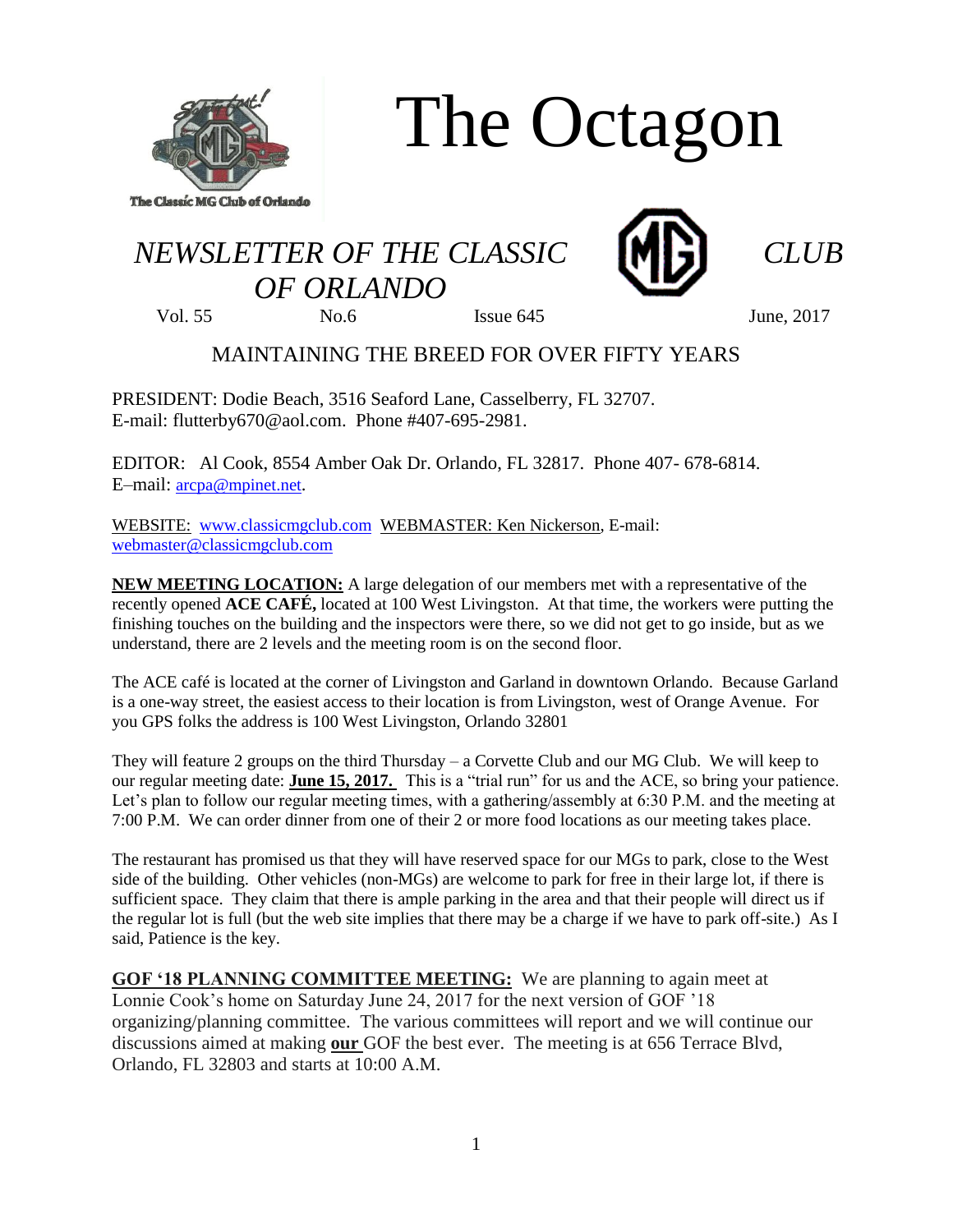# The Octagon

The Classic MG Club of Orlando

## *NEWSLETTER OF THE CLASSIC CLUB OF ORLANDO*

Vol. 55 No.6 Issue 645 June, 2017

MAINTAINING THE BREED FOR OVER FIFTY YEARS

PRESIDENT: Dodie Beach, 3516 Seaford Lane, Casselberry, FL 32707.
E-mail: flutterby670@aol.com. Phone #407-695-2981.

EDITOR: Al Cook, 8554 Amber Oak Dr. Orlando, FL 32817. Phone 407- 678-6814.
E–mail: arcpa@mpinet.net.

WEBSITE: www.classicmgclub.com WEBMASTER: Ken Nickerson, E-mail: webmaster@classicmgclub.com

**NEW MEETING LOCATION:** A large delegation of our members met with a representative of the recently opened **ACE CAFÉ,** located at 100 West Livingston. At that time, the workers were putting the finishing touches on the building and the inspectors were there, so we did not get to go inside, but as we understand, there are 2 levels and the meeting room is on the second floor.

The ACE café is located at the corner of Livingston and Garland in downtown Orlando. Because Garland is a one-way street, the easiest access to their location is from Livingston, west of Orange Avenue. For you GPS folks the address is 100 West Livingston, Orlando 32801

They will feature 2 groups on the third Thursday – a Corvette Club and our MG Club. We will keep to our regular meeting date: **June 15, 2017.** This is a "trial run" for us and the ACE, so bring your patience. Let's plan to follow our regular meeting times, with a gathering/assembly at 6:30 P.M. and the meeting at 7:00 P.M. We can order dinner from one of their 2 or more food locations as our meeting takes place.

The restaurant has promised us that they will have reserved space for our MGs to park, close to the West side of the building. Other vehicles (non-MGs) are welcome to park for free in their large lot, if there is sufficient space. They claim that there is ample parking in the area and that their people will direct us if the regular lot is full (but the web site implies that there may be a charge if we have to park off-site.) As I said, Patience is the key.

**GOF '18 PLANNING COMMITTEE MEETING:** We are planning to again meet at Lonnie Cook's home on Saturday June 24, 2017 for the next version of GOF '18 organizing/planning committee. The various committees will report and we will continue our discussions aimed at making **our** GOF the best ever. The meeting is at 656 Terrace Blvd, Orlando, FL 32803 and starts at 10:00 A.M.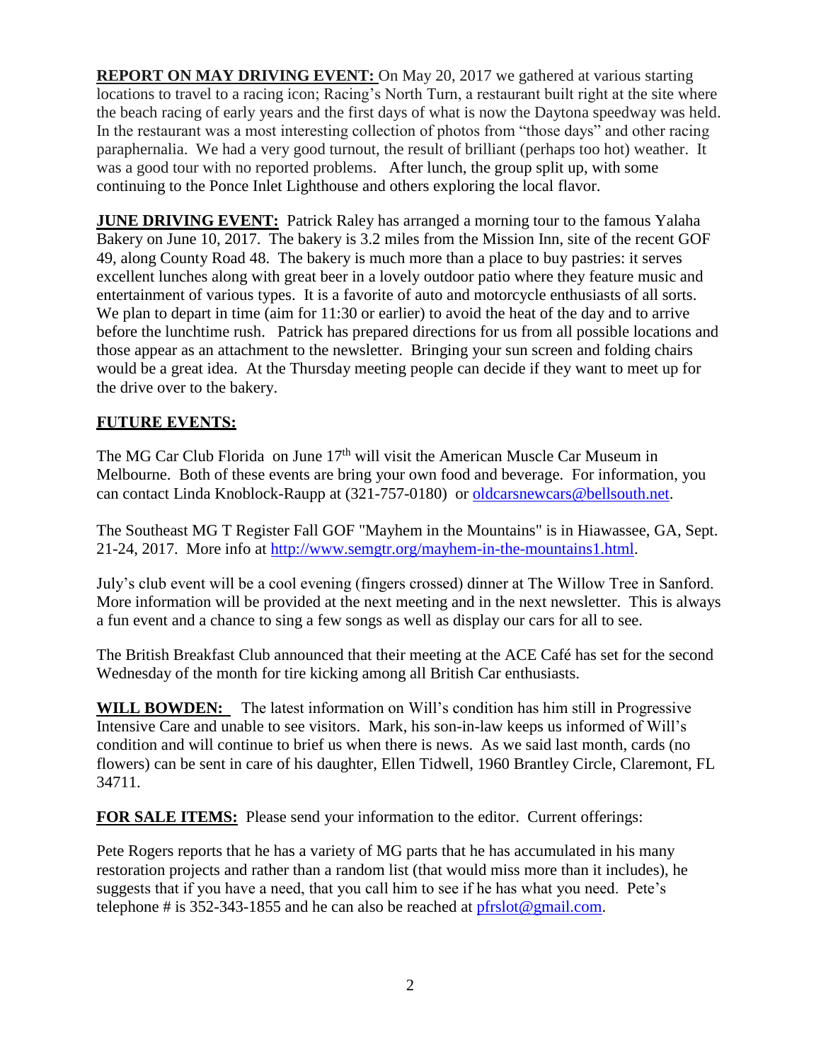**REPORT ON MAY DRIVING EVENT:** On May 20, 2017 we gathered at various starting locations to travel to a racing icon; Racing's North Turn, a restaurant built right at the site where the beach racing of early years and the first days of what is now the Daytona speedway was held. In the restaurant was a most interesting collection of photos from "those days" and other racing paraphernalia. We had a very good turnout, the result of brilliant (perhaps too hot) weather. It was a good tour with no reported problems. After lunch, the group split up, with some continuing to the Ponce Inlet Lighthouse and others exploring the local flavor.

**JUNE DRIVING EVENT:** Patrick Raley has arranged a morning tour to the famous Yalaha Bakery on June 10, 2017. The bakery is 3.2 miles from the Mission Inn, site of the recent GOF 49, along County Road 48. The bakery is much more than a place to buy pastries: it serves excellent lunches along with great beer in a lovely outdoor patio where they feature music and entertainment of various types. It is a favorite of auto and motorcycle enthusiasts of all sorts. We plan to depart in time (aim for 11:30 or earlier) to avoid the heat of the day and to arrive before the lunchtime rush. Patrick has prepared directions for us from all possible locations and those appear as an attachment to the newsletter. Bringing your sun screen and folding chairs would be a great idea. At the Thursday meeting people can decide if they want to meet up for the drive over to the bakery.

**FUTURE EVENTS:**

The MG Car Club Florida on June 17th will visit the American Muscle Car Museum in Melbourne. Both of these events are bring your own food and beverage. For information, you can contact Linda Knoblock-Raupp at (321-757-0180) or oldcarsnewcars@bellsouth.net.

The Southeast MG T Register Fall GOF "Mayhem in the Mountains" is in Hiawassee, GA, Sept. 21-24, 2017. More info at http://www.semgtr.org/mayhem-in-the-mountains1.html.

July's club event will be a cool evening (fingers crossed) dinner at The Willow Tree in Sanford. More information will be provided at the next meeting and in the next newsletter. This is always a fun event and a chance to sing a few songs as well as display our cars for all to see.

The British Breakfast Club announced that their meeting at the ACE Café has set for the second Wednesday of the month for tire kicking among all British Car enthusiasts.

**WILL BOWDEN:** The latest information on Will's condition has him still in Progressive Intensive Care and unable to see visitors. Mark, his son-in-law keeps us informed of Will's condition and will continue to brief us when there is news. As we said last month, cards (no flowers) can be sent in care of his daughter, Ellen Tidwell, 1960 Brantley Circle, Claremont, FL 34711.

**FOR SALE ITEMS:** Please send your information to the editor. Current offerings:

Pete Rogers reports that he has a variety of MG parts that he has accumulated in his many restoration projects and rather than a random list (that would miss more than it includes), he suggests that if you have a need, that you call him to see if he has what you need. Pete's telephone # is 352-343-1855 and he can also be reached at pfrslot@gmail.com.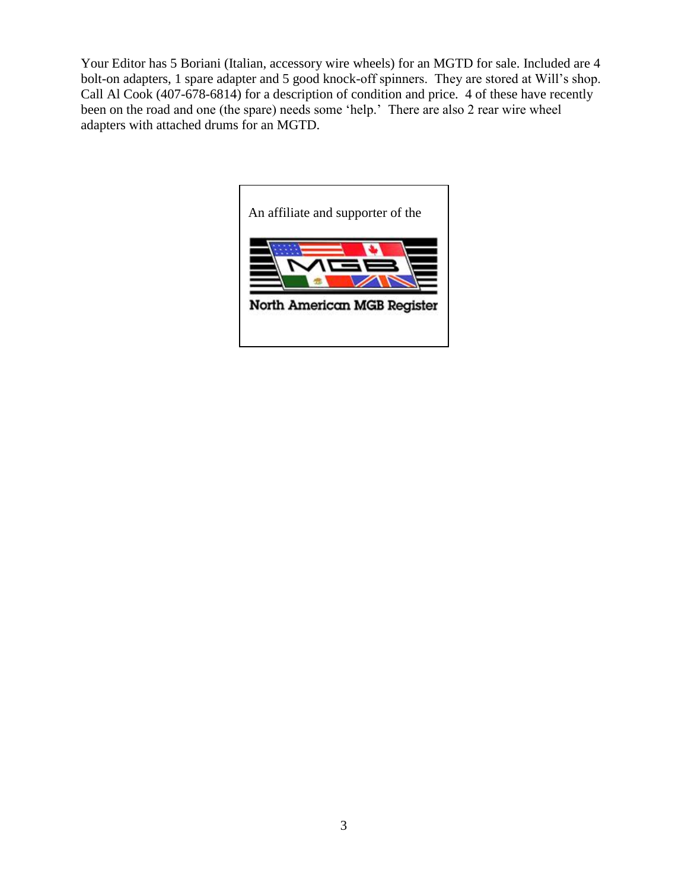Your Editor has 5 Boriani (Italian, accessory wire wheels) for an MGTD for sale. Included are 4 bolt-on adapters, 1 spare adapter and 5 good knock-off spinners. They are stored at Will's shop. Call Al Cook (407-678-6814) for a description of condition and price. 4 of these have recently been on the road and one (the spare) needs some 'help.' There are also 2 rear wire wheel adapters with attached drums for an MGTD.

An affiliate and supporter of the

MGB

North American MGB Register